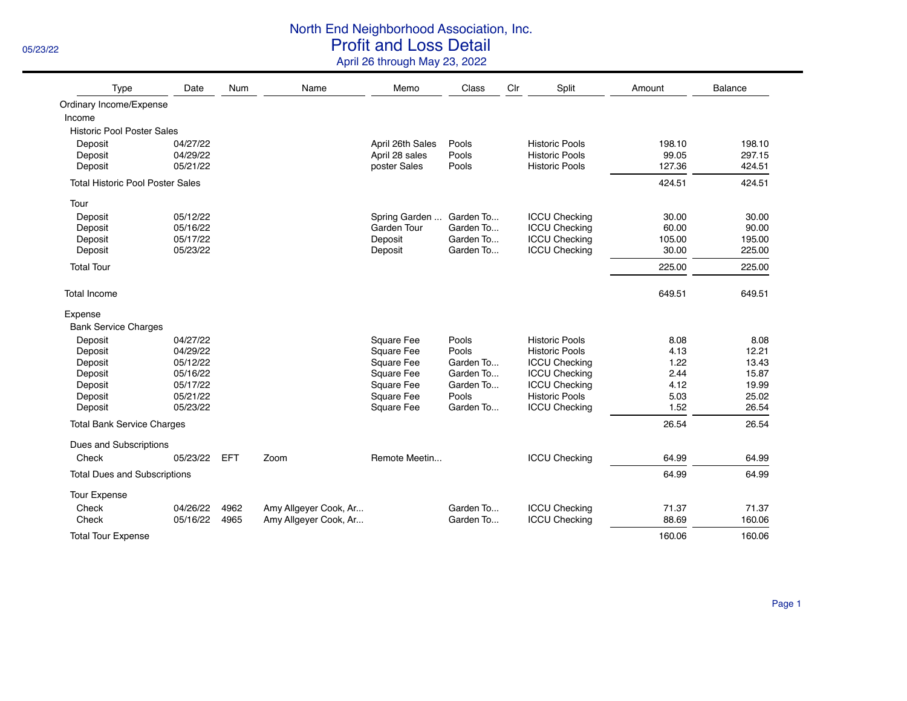# North End Neighborhood Association, Inc.

## Profit and Loss Detail

April 26 through May 23, 2022

05/23/22

| Type | Date | Num | Name | Memo | Class | Clr | Split | Amount | Balance |
|---|---|---|---|---|---|---|---|---|---|
| Ordinary Income/Expense | | | | | | | | | |
| Income | | | | | | | | | |
| Historic Pool Poster Sales | | | | | | | | | |
| Deposit | 04/27/22 | | | April 26th Sales | Pools | | Historic Pools | 198.10 | 198.10 |
| Deposit | 04/29/22 | | | April 28 sales | Pools | | Historic Pools | 99.05 | 297.15 |
| Deposit | 05/21/22 | | | poster Sales | Pools | | Historic Pools | 127.36 | 424.51 |
| Total Historic Pool Poster Sales | | | | | | | | 424.51 | 424.51 |
| Tour | | | | | | | | | |
| Deposit | 05/12/22 | | | Spring Garden ... | Garden To... | | ICCU Checking | 30.00 | 30.00 |
| Deposit | 05/16/22 | | | Garden Tour | Garden To... | | ICCU Checking | 60.00 | 90.00 |
| Deposit | 05/17/22 | | | Deposit | Garden To... | | ICCU Checking | 105.00 | 195.00 |
| Deposit | 05/23/22 | | | Deposit | Garden To... | | ICCU Checking | 30.00 | 225.00 |
| Total Tour | | | | | | | | 225.00 | 225.00 |
| Total Income | | | | | | | | 649.51 | 649.51 |
| Expense | | | | | | | | | |
| Bank Service Charges | | | | | | | | | |
| Deposit | 04/27/22 | | | Square Fee | Pools | | Historic Pools | 8.08 | 8.08 |
| Deposit | 04/29/22 | | | Square Fee | Pools | | Historic Pools | 4.13 | 12.21 |
| Deposit | 05/12/22 | | | Square Fee | Garden To... | | ICCU Checking | 1.22 | 13.43 |
| Deposit | 05/16/22 | | | Square Fee | Garden To... | | ICCU Checking | 2.44 | 15.87 |
| Deposit | 05/17/22 | | | Square Fee | Garden To... | | ICCU Checking | 4.12 | 19.99 |
| Deposit | 05/21/22 | | | Square Fee | Pools | | Historic Pools | 5.03 | 25.02 |
| Deposit | 05/23/22 | | | Square Fee | Garden To... | | ICCU Checking | 1.52 | 26.54 |
| Total Bank Service Charges | | | | | | | | 26.54 | 26.54 |
| Dues and Subscriptions | | | | | | | | | |
| Check | 05/23/22 | EFT | Zoom | Remote Meetin... | | | ICCU Checking | 64.99 | 64.99 |
| Total Dues and Subscriptions | | | | | | | | 64.99 | 64.99 |
| Tour Expense | | | | | | | | | |
| Check | 04/26/22 | 4962 | Amy Allgeyer Cook, Ar... | | Garden To... | | ICCU Checking | 71.37 | 71.37 |
| Check | 05/16/22 | 4965 | Amy Allgeyer Cook, Ar... | | Garden To... | | ICCU Checking | 88.69 | 160.06 |
| Total Tour Expense | | | | | | | | 160.06 | 160.06 |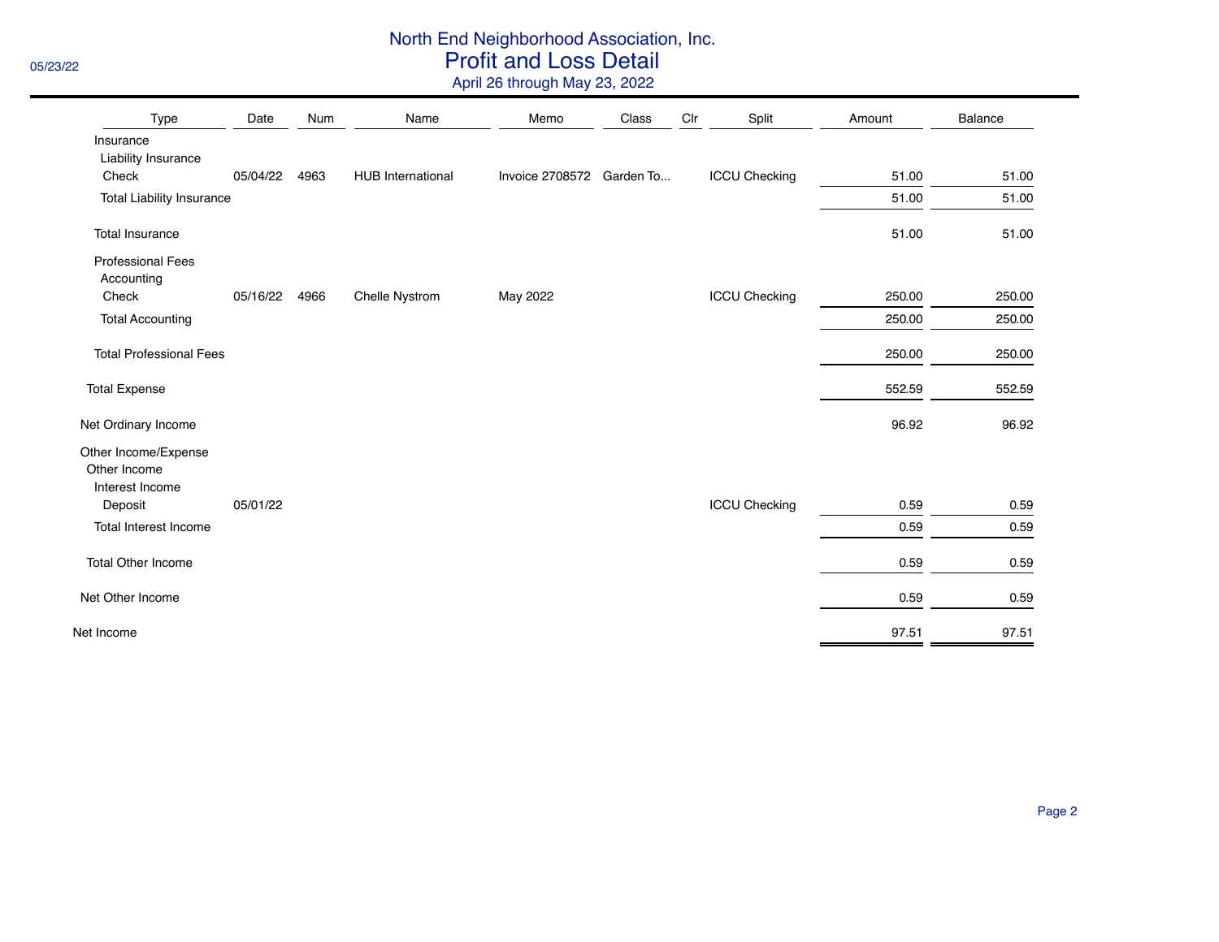# North End Neighborhood Association, Inc.

## Profit and Loss Detail

### April 26 through May 23, 2022

05/23/22

| Type | Date | Num | Name | Memo | Class | Clr | Split | Amount | Balance |
|---|---|---|---|---|---|---|---|---|---|
| Insurance | | | | | | | | | |
| Liability Insurance | | | | | | | | | |
| Check | 05/04/22 | 4963 | HUB International | Invoice 2708572 | Garden To... | | ICCU Checking | 51.00 | 51.00 |
| Total Liability Insurance | | | | | | | | 51.00 | 51.00 |
| Total Insurance | | | | | | | | 51.00 | 51.00 |
| Professional Fees | | | | | | | | | |
| Accounting | | | | | | | | | |
| Check | 05/16/22 | 4966 | Chelle Nystrom | May 2022 | | | ICCU Checking | 250.00 | 250.00 |
| Total Accounting | | | | | | | | 250.00 | 250.00 |
| Total Professional Fees | | | | | | | | 250.00 | 250.00 |
| Total Expense | | | | | | | | 552.59 | 552.59 |
| Net Ordinary Income | | | | | | | | 96.92 | 96.92 |
| Other Income/Expense | | | | | | | | | |
| Other Income | | | | | | | | | |
| Interest Income | | | | | | | | | |
| Deposit | 05/01/22 | | | | | | ICCU Checking | 0.59 | 0.59 |
| Total Interest Income | | | | | | | | 0.59 | 0.59 |
| Total Other Income | | | | | | | | 0.59 | 0.59 |
| Net Other Income | | | | | | | | 0.59 | 0.59 |
| Net Income | | | | | | | | 97.51 | 97.51 |